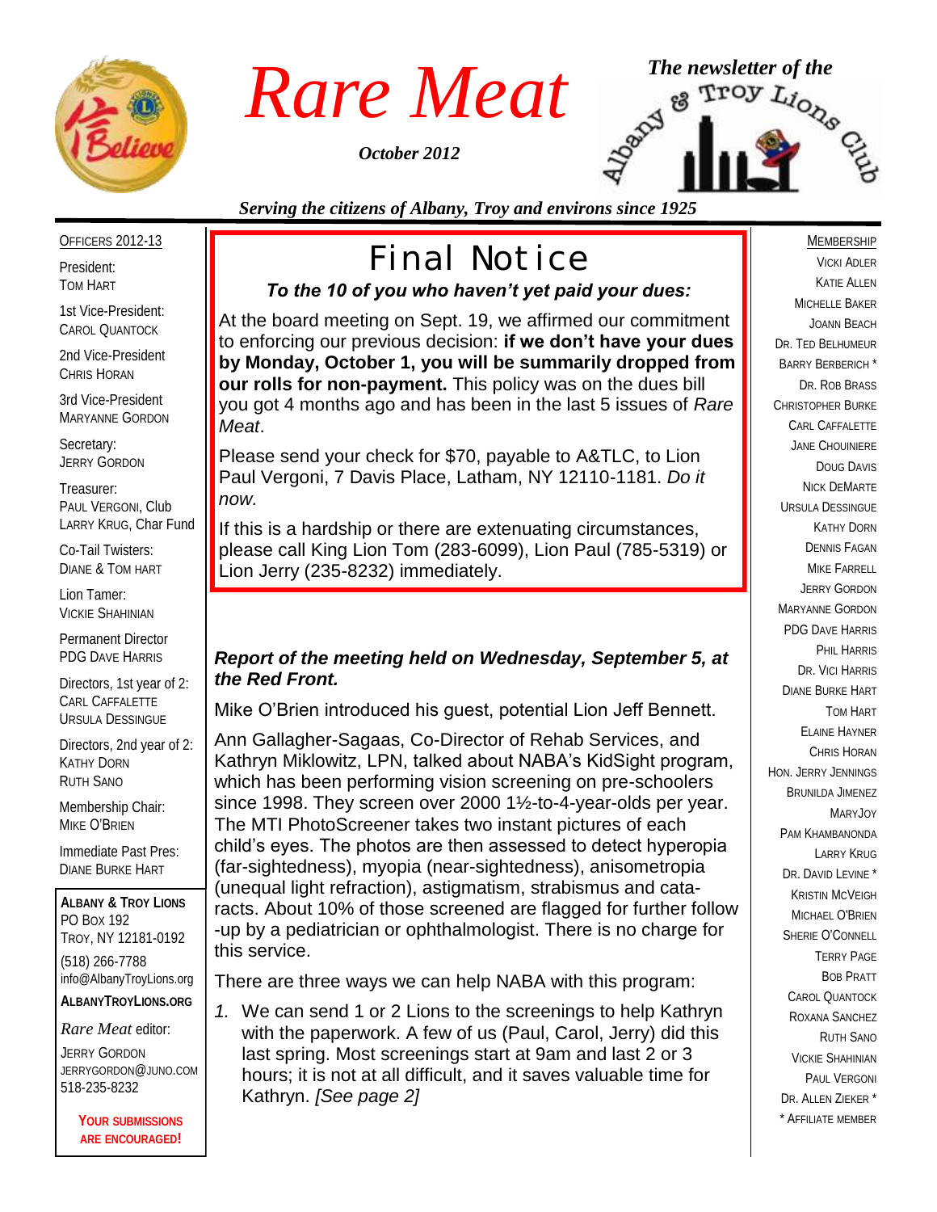# Rare Meat

*October 2012*

*The newsletter of the* Albany & Troy Lions Club

*Serving the citizens of Albany, Troy and environs since 1925*

## Final Notice

***To the 10 of you who haven't yet paid your dues:***

At the board meeting on Sept. 19, we affirmed our commitment to enforcing our previous decision: **if we don't have your dues by Monday, October 1, you will be summarily dropped from our rolls for non-payment.** This policy was on the dues bill you got 4 months ago and has been in the last 5 issues of *Rare Meat*.

Please send your check for $70, payable to A&TLC, to Lion Paul Vergoni, 7 Davis Place, Latham, NY 12110-1181. *Do it now.*

If this is a hardship or there are extenuating circumstances, please call King Lion Tom (283-6099), Lion Paul (785-5319) or Lion Jerry (235-8232) immediately.

### *Report of the meeting held on Wednesday, September 5, at the Red Front.*

Mike O'Brien introduced his guest, potential Lion Jeff Bennett.

Ann Gallagher-Sagaas, Co-Director of Rehab Services, and Kathryn Miklowitz, LPN, talked about NABA's KidSight program, which has been performing vision screening on pre-schoolers since 1998. They screen over 2000 1½-to-4-year-olds per year. The MTI PhotoScreener takes two instant pictures of each child's eyes. The photos are then assessed to detect hyperopia (far-sightedness), myopia (near-sightedness), anisometropia (unequal light refraction), astigmatism, strabismus and cataracts. About 10% of those screened are flagged for further follow-up by a pediatrician or ophthalmologist. There is no charge for this service.

There are three ways we can help NABA with this program:

1. We can send 1 or 2 Lions to the screenings to help Kathryn with the paperwork. A few of us (Paul, Carol, Jerry) did this last spring. Most screenings start at 9am and last 2 or 3 hours; it is not at all difficult, and it saves valuable time for Kathryn. *[See page 2]*

---

OFFICERS 2012-13

President:
Tom Hart

1st Vice-President:
Carol Quantock

2nd Vice-President
Chris Horan

3rd Vice-President
Maryanne Gordon

Secretary:
Jerry Gordon

Treasurer:
Paul Vergoni, Club
Larry Krug, Char Fund

Co-Tail Twisters:
Diane & Tom Hart

Lion Tamer:
Vickie Shahinian

Permanent Director
PDG Dave Harris

Directors, 1st year of 2:
Carl Caffalette
Ursula Dessingue

Directors, 2nd year of 2:
Kathy Dorn
Ruth Sano

Membership Chair:
Mike O'Brien

Immediate Past Pres:
Diane Burke Hart

**Albany & Troy Lions**
PO Box 192
Troy, NY 12181-0192
(518) 266-7788
info@AlbanyTroyLions.org
**AlbanyTroyLions.org**

*Rare Meat* editor:
Jerry Gordon
jerrygordon@juno.com
518-235-8232

**Your submissions are encouraged!**

---

MEMBERSHIP

Vicki Adler
Katie Allen
Michelle Baker
JoAnn Beach
Dr. Ted Belhumeur
Barry Berberich *
Dr. Rob Brass
Christopher Burke
Carl Caffalette
Jane Chouiniere
Doug Davis
Nick DeMarte
Ursula Dessingue
Kathy Dorn
Dennis Fagan
Mike Farrell
Jerry Gordon
Maryanne Gordon
PDG Dave Harris
Phil Harris
Dr. Vici Harris
Diane Burke Hart
Tom Hart
Elaine Hayner
Chris Horan
Hon. Jerry Jennings
Brunilda Jimenez
MaryJoy
Pam Khambanonda
Larry Krug
Dr. David Levine *
Kristin McVeigh
Michael O'Brien
Sherie O'Connell
Terry Page
Bob Pratt
Carol Quantock
Roxana Sanchez
Ruth Sano
Vickie Shahinian
Paul Vergoni
Dr. Allen Zieker *

\* Affiliate member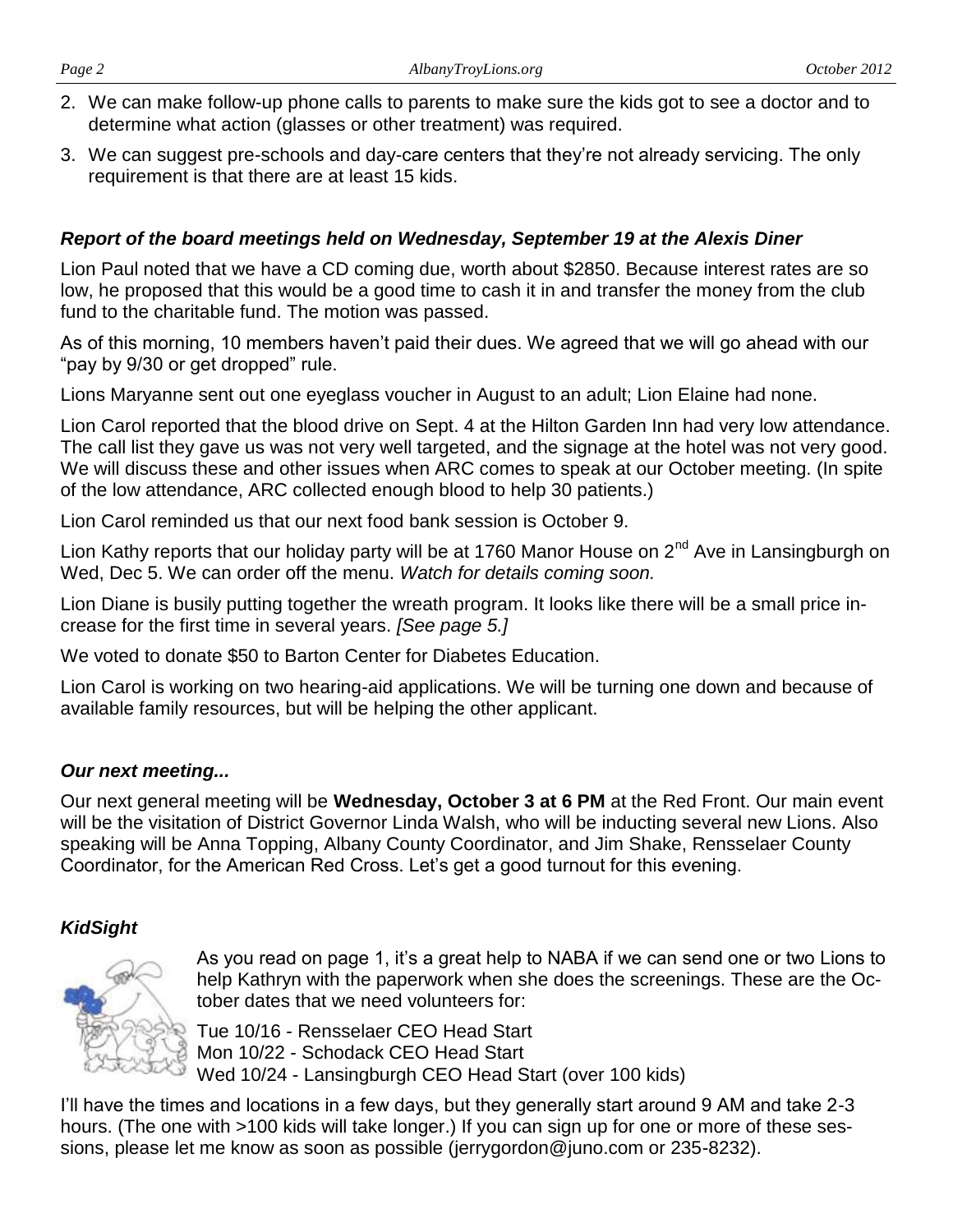2. We can make follow-up phone calls to parents to make sure the kids got to see a doctor and to determine what action (glasses or other treatment) was required.
3. We can suggest pre-schools and day-care centers that they're not already servicing. The only requirement is that there are at least 15 kids.

### *Report of the board meetings held on Wednesday, September 19 at the Alexis Diner*

Lion Paul noted that we have a CD coming due, worth about $2850. Because interest rates are so low, he proposed that this would be a good time to cash it in and transfer the money from the club fund to the charitable fund. The motion was passed.

As of this morning, 10 members haven't paid their dues. We agreed that we will go ahead with our "pay by 9/30 or get dropped" rule.

Lions Maryanne sent out one eyeglass voucher in August to an adult; Lion Elaine had none.

Lion Carol reported that the blood drive on Sept. 4 at the Hilton Garden Inn had very low attendance. The call list they gave us was not very well targeted, and the signage at the hotel was not very good. We will discuss these and other issues when ARC comes to speak at our October meeting. (In spite of the low attendance, ARC collected enough blood to help 30 patients.)

Lion Carol reminded us that our next food bank session is October 9.

Lion Kathy reports that our holiday party will be at 1760 Manor House on 2nd Ave in Lansingburgh on Wed, Dec 5. We can order off the menu. *Watch for details coming soon.*

Lion Diane is busily putting together the wreath program. It looks like there will be a small price increase for the first time in several years. *[See page 5.]*

We voted to donate $50 to Barton Center for Diabetes Education.

Lion Carol is working on two hearing-aid applications. We will be turning one down and because of available family resources, but will be helping the other applicant.

### *Our next meeting...*

Our next general meeting will be **Wednesday, October 3 at 6 PM** at the Red Front. Our main event will be the visitation of District Governor Linda Walsh, who will be inducting several new Lions. Also speaking will be Anna Topping, Albany County Coordinator, and Jim Shake, Rensselaer County Coordinator, for the American Red Cross. Let's get a good turnout for this evening.

### *KidSight*

As you read on page 1, it's a great help to NABA if we can send one or two Lions to help Kathryn with the paperwork when she does the screenings. These are the October dates that we need volunteers for:

Tue 10/16 - Rensselaer CEO Head Start  
Mon 10/22 - Schodack CEO Head Start  
Wed 10/24 - Lansingburgh CEO Head Start (over 100 kids)

I'll have the times and locations in a few days, but they generally start around 9 AM and take 2-3 hours. (The one with >100 kids will take longer.) If you can sign up for one or more of these sessions, please let me know as soon as possible (jerrygordon@juno.com or 235-8232).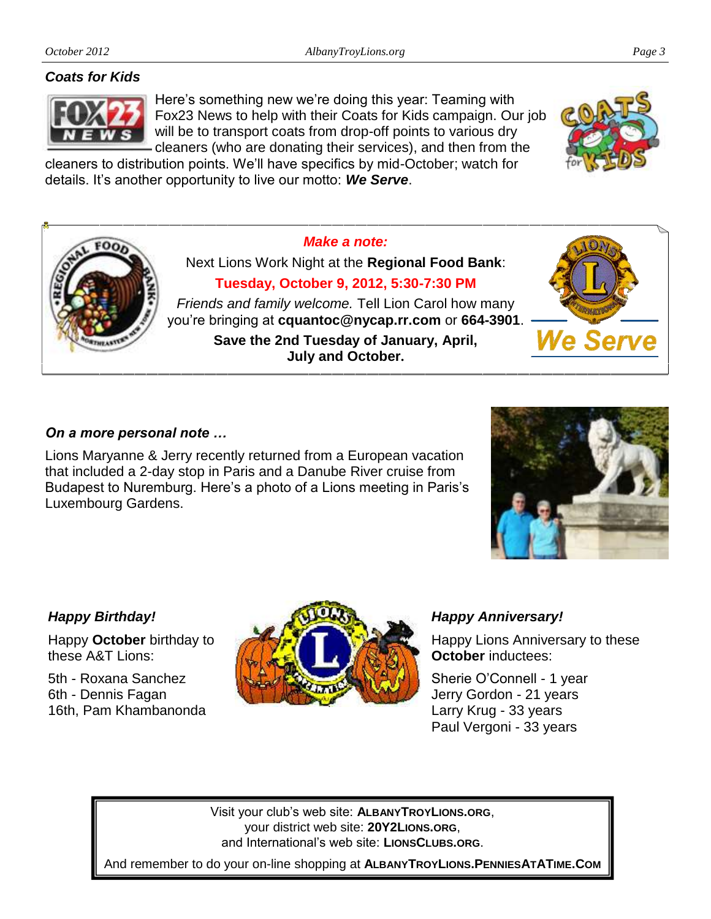## *Coats for Kids*

Here's something new we're doing this year: Teaming with Fox23 News to help with their Coats for Kids campaign. Our job will be to transport coats from drop-off points to various dry cleaners (who are donating their services), and then from the cleaners to distribution points. We'll have specifics by mid-October; watch for details. It's another opportunity to live our motto: ***We Serve***.

***Make a note:***

Next Lions Work Night at the **Regional Food Bank**:

**Tuesday, October 9, 2012, 5:30-7:30 PM**

*Friends and family welcome.* Tell Lion Carol how many you're bringing at **cquantoc@nycap.rr.com** or **664-3901**.

**Save the 2nd Tuesday of January, April, July and October.**

## *On a more personal note …*

Lions Maryanne & Jerry recently returned from a European vacation that included a 2-day stop in Paris and a Danube River cruise from Budapest to Nuremburg. Here's a photo of a Lions meeting in Paris's Luxembourg Gardens.

## *Happy Birthday!*

Happy **October** birthday to these A&T Lions:

5th - Roxana Sanchez
6th - Dennis Fagan
16th, Pam Khambanonda

## *Happy Anniversary!*

Happy Lions Anniversary to these **October** inductees:

Sherie O'Connell - 1 year
Jerry Gordon - 21 years
Larry Krug - 33 years
Paul Vergoni - 33 years

Visit your club's web site: **ALBANYTROYLIONS.ORG**, your district web site: **20Y2LIONS.ORG**, and International's web site: **LIONSCLUBS.ORG**.

And remember to do your on-line shopping at **ALBANYTROYLIONS.PENNIESATATIME.COM**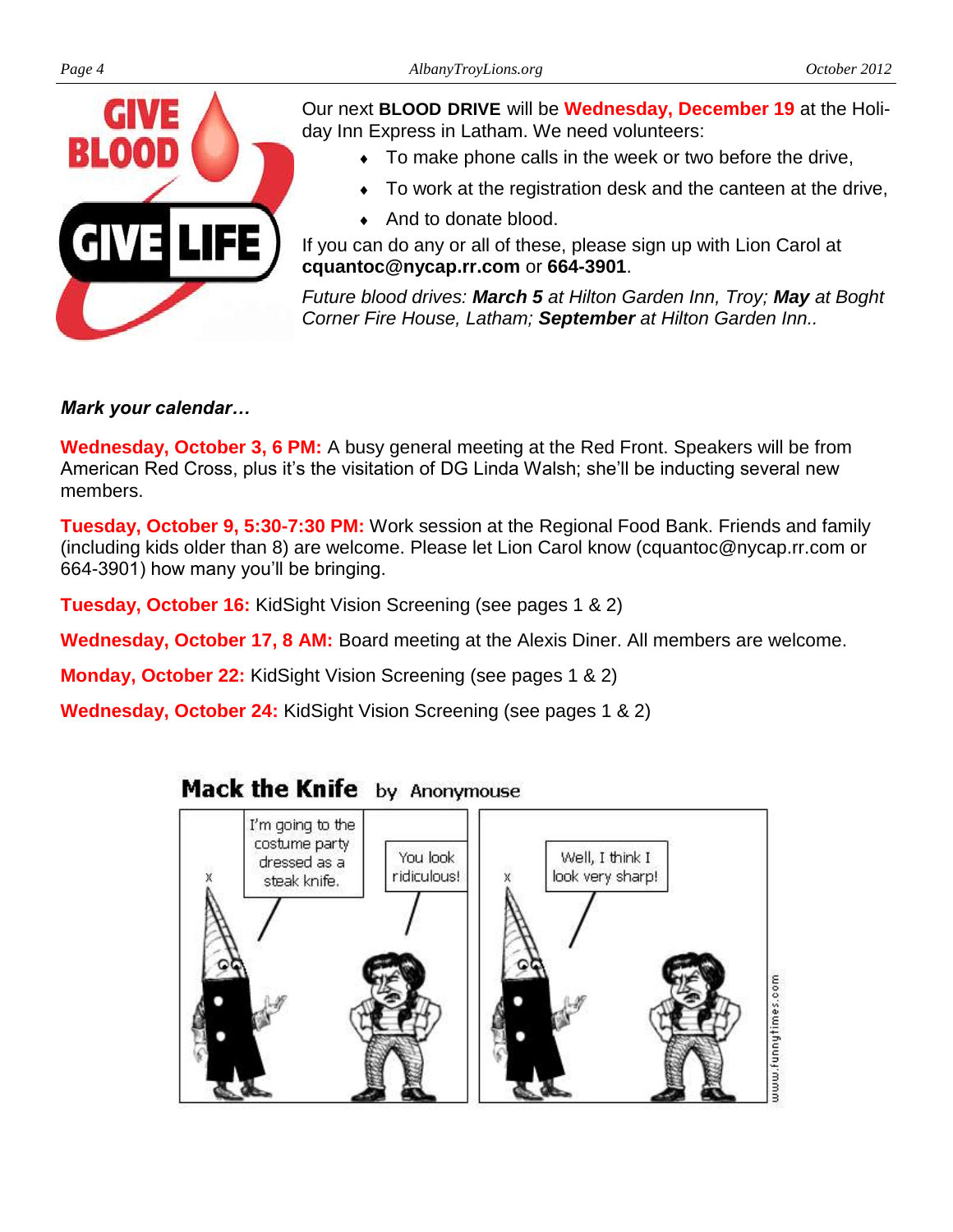Our next **BLOOD DRIVE** will be **Wednesday, December 19** at the Holiday Inn Express in Latham. We need volunteers:

- To make phone calls in the week or two before the drive,
- To work at the registration desk and the canteen at the drive,
- And to donate blood.

If you can do any or all of these, please sign up with Lion Carol at **cquantoc@nycap.rr.com** or **664-3901**.

*Future blood drives: **March 5** at Hilton Garden Inn, Troy; **May** at Boght Corner Fire House, Latham; **September** at Hilton Garden Inn..*

***Mark your calendar…***

**Wednesday, October 3, 6 PM:** A busy general meeting at the Red Front. Speakers will be from American Red Cross, plus it's the visitation of DG Linda Walsh; she'll be inducting several new members.

**Tuesday, October 9, 5:30-7:30 PM:** Work session at the Regional Food Bank. Friends and family (including kids older than 8) are welcome. Please let Lion Carol know (cquantoc@nycap.rr.com or 664-3901) how many you'll be bringing.

**Tuesday, October 16:** KidSight Vision Screening (see pages 1 & 2)

**Wednesday, October 17, 8 AM:** Board meeting at the Alexis Diner. All members are welcome.

**Monday, October 22:** KidSight Vision Screening (see pages 1 & 2)

**Wednesday, October 24:** KidSight Vision Screening (see pages 1 & 2)

**Mack the Knife** by Anonymouse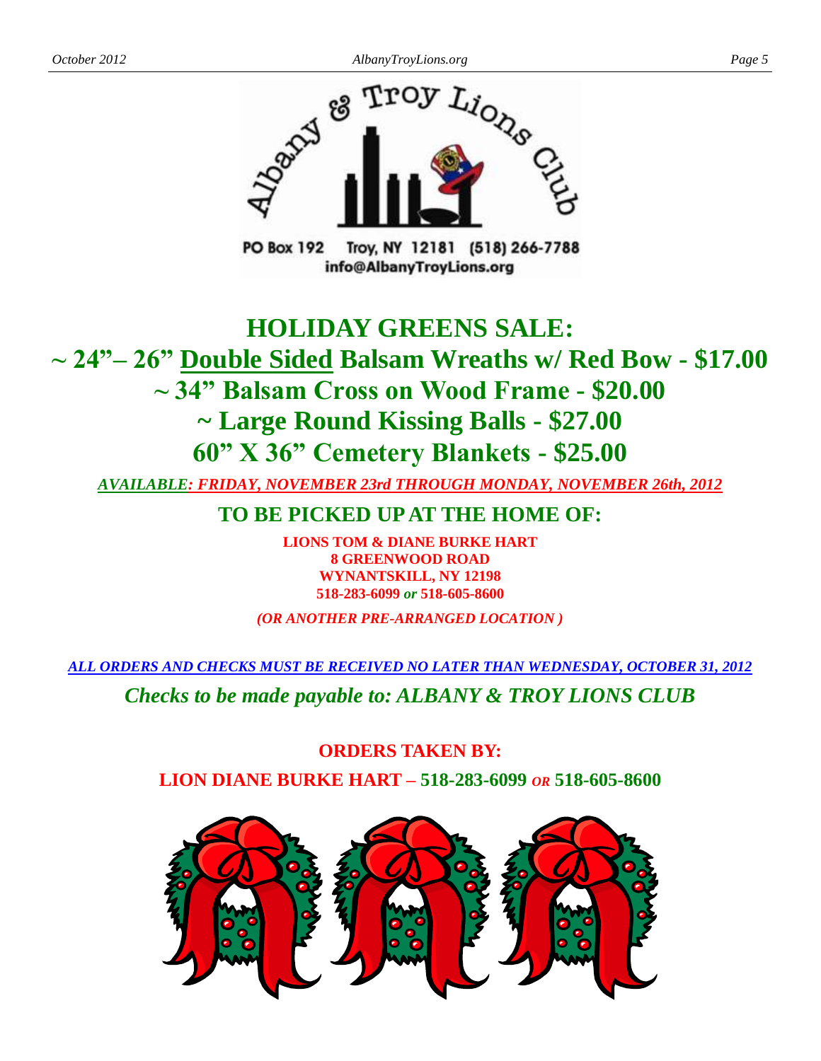Albany & Troy Lions Club

PO Box 192 Troy, NY 12181 (518) 266-7788
info@AlbanyTroyLions.org

# HOLIDAY GREENS SALE:

## ~ 24"– 26" Double Sided Balsam Wreaths w/ Red Bow - $17.00

## ~ 34" Balsam Cross on Wood Frame - $20.00

## ~ Large Round Kissing Balls - $27.00

## 60" X 36" Cemetery Blankets - $25.00

***AVAILABLE: FRIDAY, NOVEMBER 23rd THROUGH MONDAY, NOVEMBER 26th, 2012***

### TO BE PICKED UP AT THE HOME OF:

**LIONS TOM & DIANE BURKE HART**
**8 GREENWOOD ROAD**
**WYNANTSKILL, NY 12198**
**518-283-6099 *or* 518-605-8600**

***(OR ANOTHER PRE-ARRANGED LOCATION )***

***ALL ORDERS AND CHECKS MUST BE RECEIVED NO LATER THAN WEDNESDAY, OCTOBER 31, 2012***

***Checks to be made payable to: ALBANY & TROY LIONS CLUB***

**ORDERS TAKEN BY:**

**LION DIANE BURKE HART – 518-283-6099 *OR* 518-605-8600**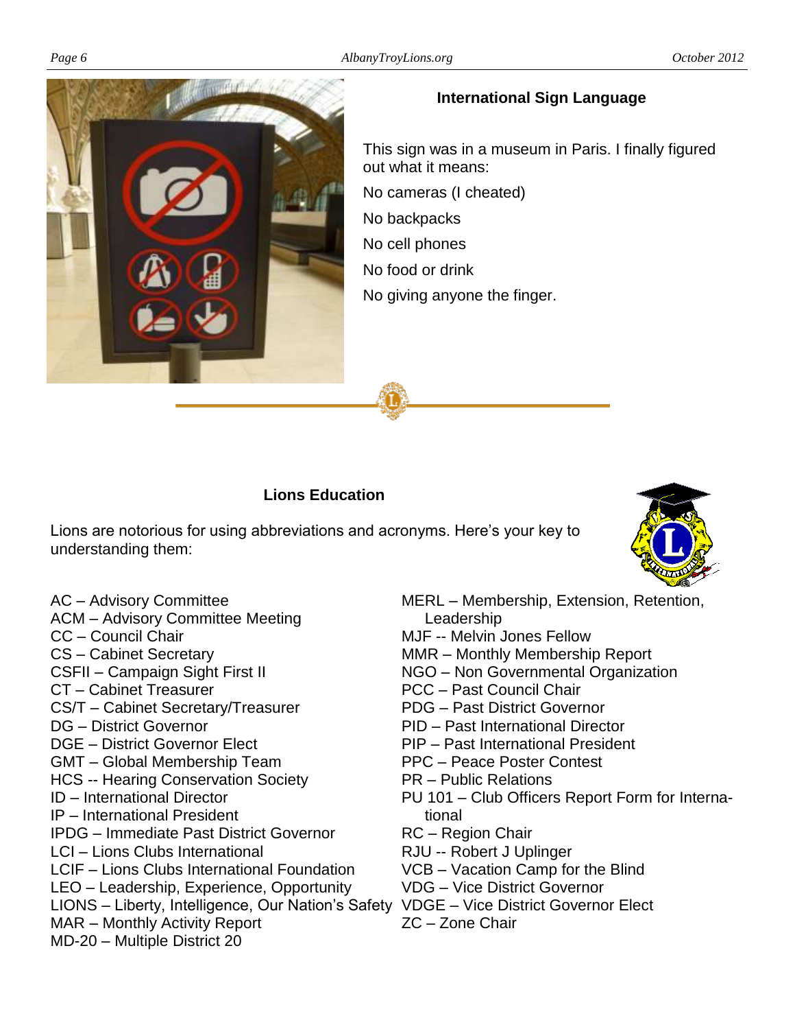### International Sign Language

This sign was in a museum in Paris. I finally figured out what it means:

No cameras (I cheated)

No backpacks

No cell phones

No food or drink

No giving anyone the finger.

### Lions Education

Lions are notorious for using abbreviations and acronyms. Here's your key to understanding them:

AC – Advisory Committee
ACM – Advisory Committee Meeting
CC – Council Chair
CS – Cabinet Secretary
CSFII – Campaign Sight First II
CT – Cabinet Treasurer
CS/T – Cabinet Secretary/Treasurer
DG – District Governor
DGE – District Governor Elect
GMT – Global Membership Team
HCS -- Hearing Conservation Society
ID – International Director
IP – International President
IPDG – Immediate Past District Governor
LCI – Lions Clubs International
LCIF – Lions Clubs International Foundation
LEO – Leadership, Experience, Opportunity
LIONS – Liberty, Intelligence, Our Nation's Safety
MAR – Monthly Activity Report
MD-20 – Multiple District 20
MERL – Membership, Extension, Retention, Leadership
MJF -- Melvin Jones Fellow
MMR – Monthly Membership Report
NGO – Non Governmental Organization
PCC – Past Council Chair
PDG – Past District Governor
PID – Past International Director
PIP – Past International President
PPC – Peace Poster Contest
PR – Public Relations
PU 101 – Club Officers Report Form for International
RC – Region Chair
RJU -- Robert J Uplinger
VCB – Vacation Camp for the Blind
VDG – Vice District Governor
VDGE – Vice District Governor Elect
ZC – Zone Chair